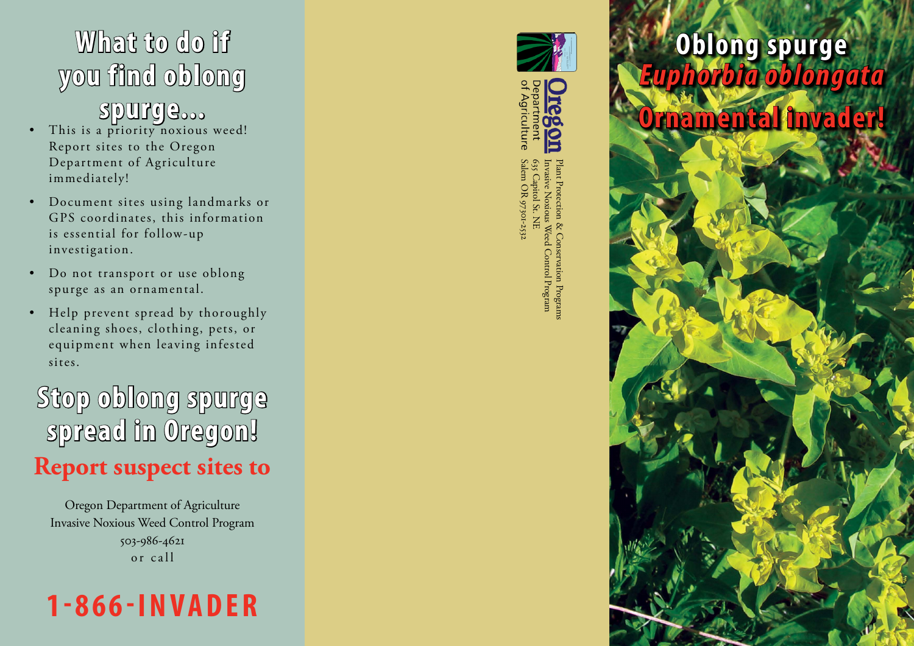## What to do if you find oblong spurge...

- This is a priority noxious weed! Report sites to the Oregon Department of Agriculture immediately!
- Document sites using landmarks or GPS coordinates, this information is essential for follow-up investigation.
- Do not transport or use oblong spurge as an ornamental.
- Help prevent spread by thoroughly cleaning shoes, clothing, pets, or equipment when leaving infested sites.

## Stop oblong spurge spread in Oregon!

**Report suspect sites to**

Oregon Department of Agriculture
Invasive Noxious Weed Control Program
503-986-4621
or call

**1-866-INVADER**

Oregon Department of Agriculture

Plant Protection & Conservation Programs
Invasive Noxious Weed Control Program
635 Capitol St. NE
Salem OR 97301-2532

# Oblong spurge

## *Euphorbia oblongata*

## Ornamental invader!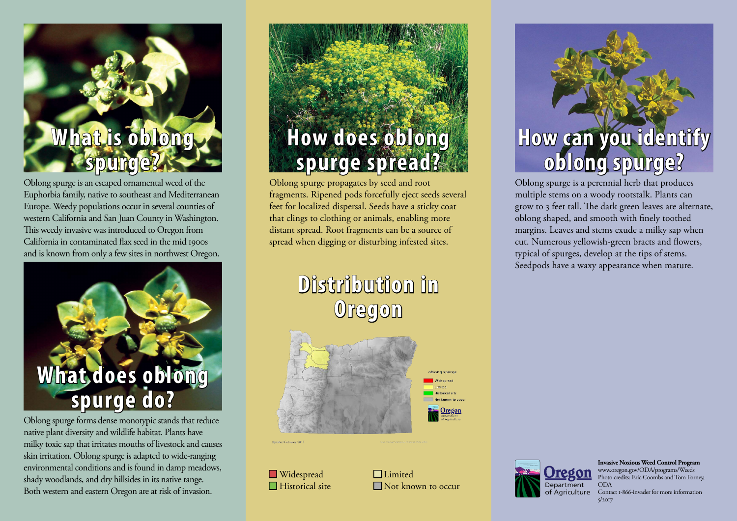# What is oblong spurge?

Oblong spurge is an escaped ornamental weed of the Euphorbia family, native to southeast and Mediterranean Europe. Weedy populations occur in several counties of western California and San Juan County in Washington. This weedy invasive was introduced to Oregon from California in contaminated flax seed in the mid 1900s and is known from only a few sites in northwest Oregon.

# What does oblong spurge do?

Oblong spurge forms dense monotypic stands that reduce native plant diversity and wildlife habitat. Plants have milky toxic sap that irritates mouths of livestock and causes skin irritation. Oblong spurge is adapted to wide-ranging environmental conditions and is found in damp meadows, shady woodlands, and dry hillsides in its native range. Both western and eastern Oregon are at risk of invasion.

# How does oblong spurge spread?

Oblong spurge propagates by seed and root fragments. Ripened pods forcefully eject seeds several feet for localized dispersal. Seeds have a sticky coat that clings to clothing or animals, enabling more distant spread. Root fragments can be a source of spread when digging or disturbing infested sites.

# Distribution in Oregon

oblong spurge

Widespread
Limited
Historical site
Not known to occur

Oregon Department of Agriculture

Updated February 2017

- Widespread
- Limited
- Historical site
- Not known to occur

# How can you identify oblong spurge?

Oblong spurge is a perennial herb that produces multiple stems on a woody rootstalk. Plants can grow to 3 feet tall. The dark green leaves are alternate, oblong shaped, and smooth with finely toothed margins. Leaves and stems exude a milky sap when cut. Numerous yellowish-green bracts and flowers, typical of spurges, develop at the tips of stems. Seedpods have a waxy appearance when mature.

Oregon Department of Agriculture

**Invasive Noxious Weed Control Program**
www.oregon.gov/ODA/programs/Weeds
Photo credits: Eric Coombs and Tom Forney, ODA
Contact 1-866-invader for more information
5/2017